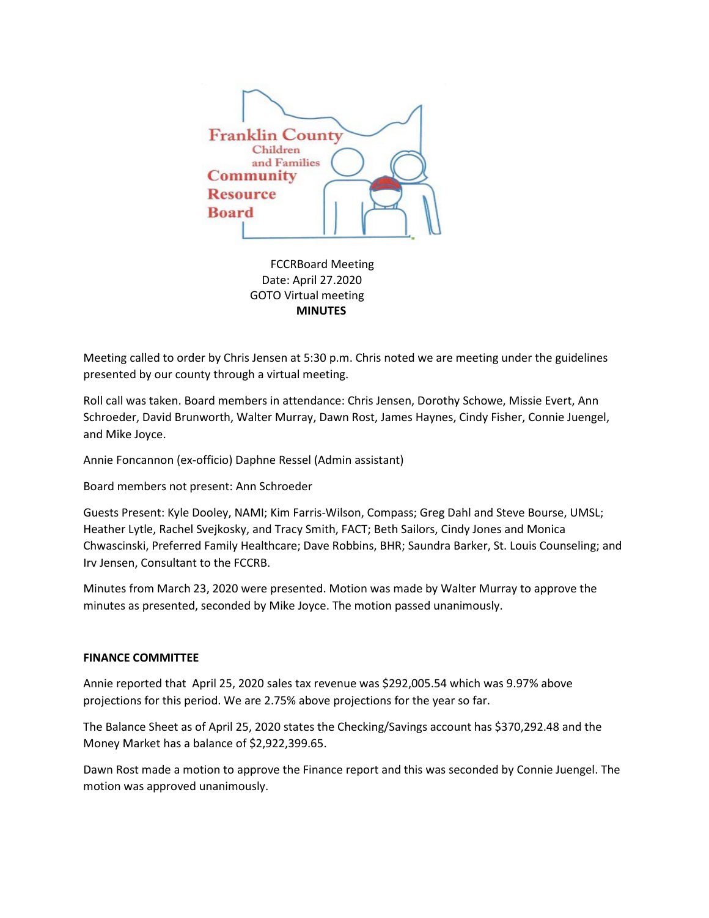Franklin County Children and Families Community Resource Board

FCCRBoard Meeting
Date: April 27.2020
GOTO Virtual meeting
**MINUTES**

Meeting called to order by Chris Jensen at 5:30 p.m. Chris noted we are meeting under the guidelines presented by our county through a virtual meeting.

Roll call was taken. Board members in attendance: Chris Jensen, Dorothy Schowe, Missie Evert, Ann Schroeder, David Brunworth, Walter Murray, Dawn Rost, James Haynes, Cindy Fisher, Connie Juengel, and Mike Joyce.

Annie Foncannon (ex-officio) Daphne Ressel (Admin assistant)

Board members not present: Ann Schroeder

Guests Present: Kyle Dooley, NAMI; Kim Farris-Wilson, Compass; Greg Dahl and Steve Bourse, UMSL; Heather Lytle, Rachel Svejkosky, and Tracy Smith, FACT; Beth Sailors, Cindy Jones and Monica Chwascinski, Preferred Family Healthcare; Dave Robbins, BHR; Saundra Barker, St. Louis Counseling; and Irv Jensen, Consultant to the FCCRB.

Minutes from March 23, 2020 were presented. Motion was made by Walter Murray to approve the minutes as presented, seconded by Mike Joyce. The motion passed unanimously.

**FINANCE COMMITTEE**

Annie reported that April 25, 2020 sales tax revenue was $292,005.54 which was 9.97% above projections for this period. We are 2.75% above projections for the year so far.

The Balance Sheet as of April 25, 2020 states the Checking/Savings account has $370,292.48 and the Money Market has a balance of $2,922,399.65.

Dawn Rost made a motion to approve the Finance report and this was seconded by Connie Juengel. The motion was approved unanimously.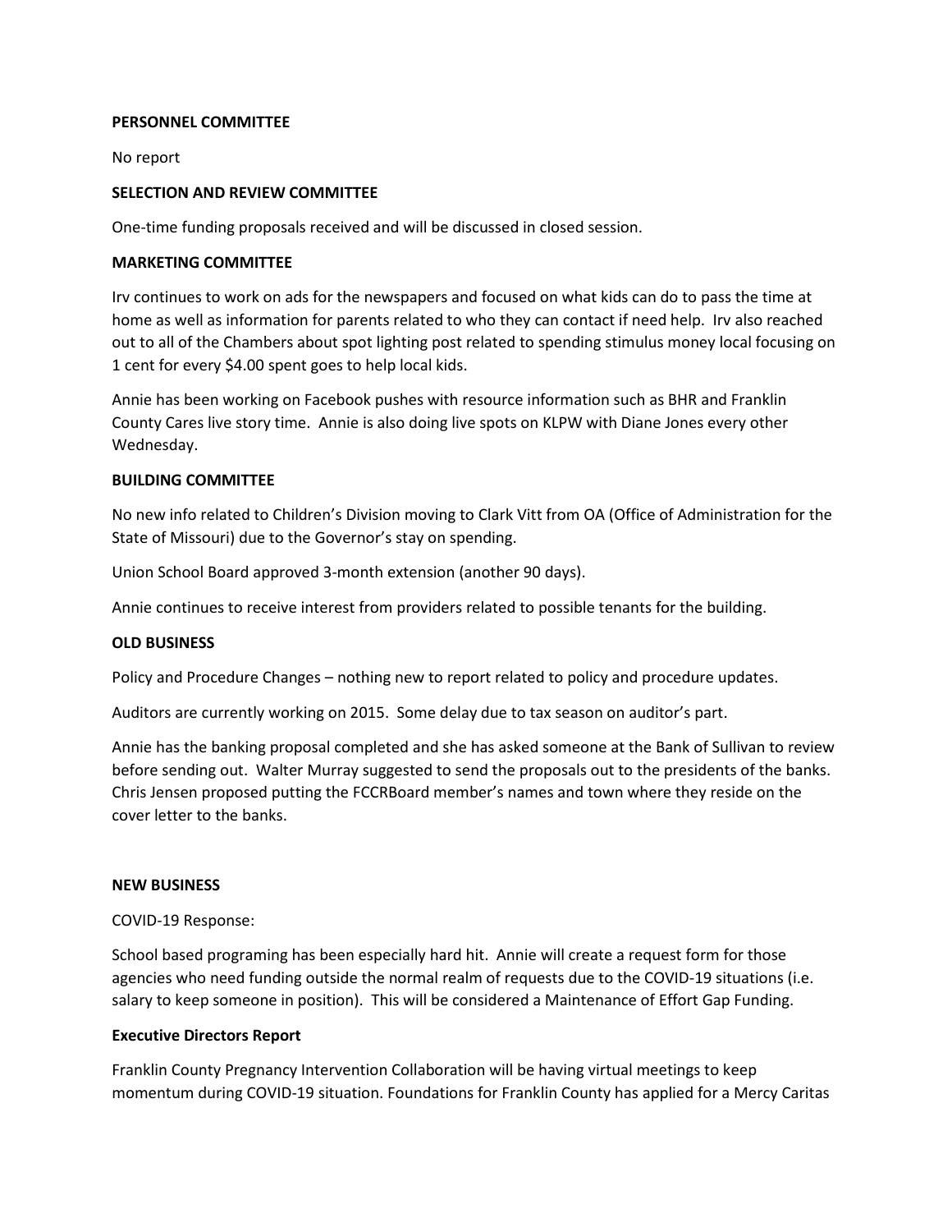**PERSONNEL COMMITTEE**

No report

**SELECTION AND REVIEW COMMITTEE**

One-time funding proposals received and will be discussed in closed session.

**MARKETING COMMITTEE**

Irv continues to work on ads for the newspapers and focused on what kids can do to pass the time at home as well as information for parents related to who they can contact if need help. Irv also reached out to all of the Chambers about spot lighting post related to spending stimulus money local focusing on 1 cent for every $4.00 spent goes to help local kids.

Annie has been working on Facebook pushes with resource information such as BHR and Franklin County Cares live story time. Annie is also doing live spots on KLPW with Diane Jones every other Wednesday.

**BUILDING COMMITTEE**

No new info related to Children's Division moving to Clark Vitt from OA (Office of Administration for the State of Missouri) due to the Governor's stay on spending.

Union School Board approved 3-month extension (another 90 days).

Annie continues to receive interest from providers related to possible tenants for the building.

**OLD BUSINESS**

Policy and Procedure Changes – nothing new to report related to policy and procedure updates.

Auditors are currently working on 2015. Some delay due to tax season on auditor's part.

Annie has the banking proposal completed and she has asked someone at the Bank of Sullivan to review before sending out. Walter Murray suggested to send the proposals out to the presidents of the banks. Chris Jensen proposed putting the FCCRBoard member's names and town where they reside on the cover letter to the banks.

**NEW BUSINESS**

COVID-19 Response:

School based programing has been especially hard hit. Annie will create a request form for those agencies who need funding outside the normal realm of requests due to the COVID-19 situations (i.e. salary to keep someone in position). This will be considered a Maintenance of Effort Gap Funding.

**Executive Directors Report**

Franklin County Pregnancy Intervention Collaboration will be having virtual meetings to keep momentum during COVID-19 situation. Foundations for Franklin County has applied for a Mercy Caritas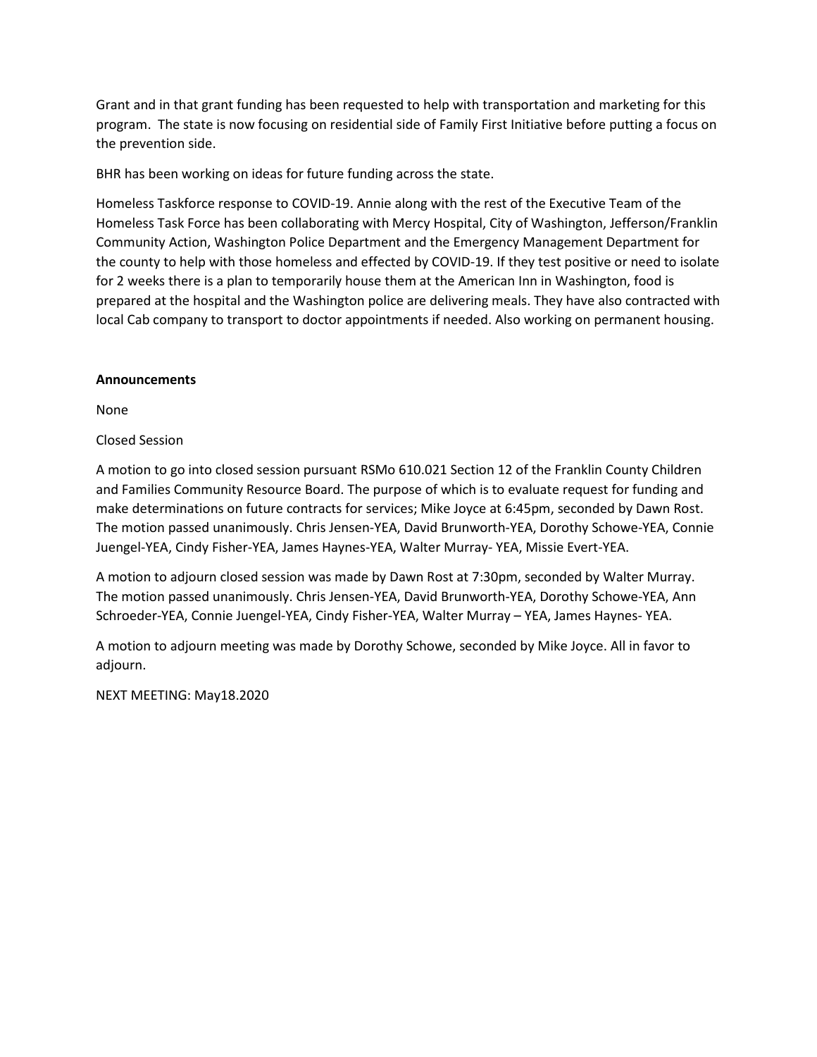Grant and in that grant funding has been requested to help with transportation and marketing for this program. The state is now focusing on residential side of Family First Initiative before putting a focus on the prevention side.

BHR has been working on ideas for future funding across the state.

Homeless Taskforce response to COVID-19. Annie along with the rest of the Executive Team of the Homeless Task Force has been collaborating with Mercy Hospital, City of Washington, Jefferson/Franklin Community Action, Washington Police Department and the Emergency Management Department for the county to help with those homeless and effected by COVID-19. If they test positive or need to isolate for 2 weeks there is a plan to temporarily house them at the American Inn in Washington, food is prepared at the hospital and the Washington police are delivering meals. They have also contracted with local Cab company to transport to doctor appointments if needed. Also working on permanent housing.

**Announcements**

None

Closed Session

A motion to go into closed session pursuant RSMo 610.021 Section 12 of the Franklin County Children and Families Community Resource Board. The purpose of which is to evaluate request for funding and make determinations on future contracts for services; Mike Joyce at 6:45pm, seconded by Dawn Rost. The motion passed unanimously. Chris Jensen-YEA, David Brunworth-YEA, Dorothy Schowe-YEA, Connie Juengel-YEA, Cindy Fisher-YEA, James Haynes-YEA, Walter Murray- YEA, Missie Evert-YEA.

A motion to adjourn closed session was made by Dawn Rost at 7:30pm, seconded by Walter Murray. The motion passed unanimously. Chris Jensen-YEA, David Brunworth-YEA, Dorothy Schowe-YEA, Ann Schroeder-YEA, Connie Juengel-YEA, Cindy Fisher-YEA, Walter Murray – YEA, James Haynes- YEA.

A motion to adjourn meeting was made by Dorothy Schowe, seconded by Mike Joyce. All in favor to adjourn.

NEXT MEETING: May18.2020